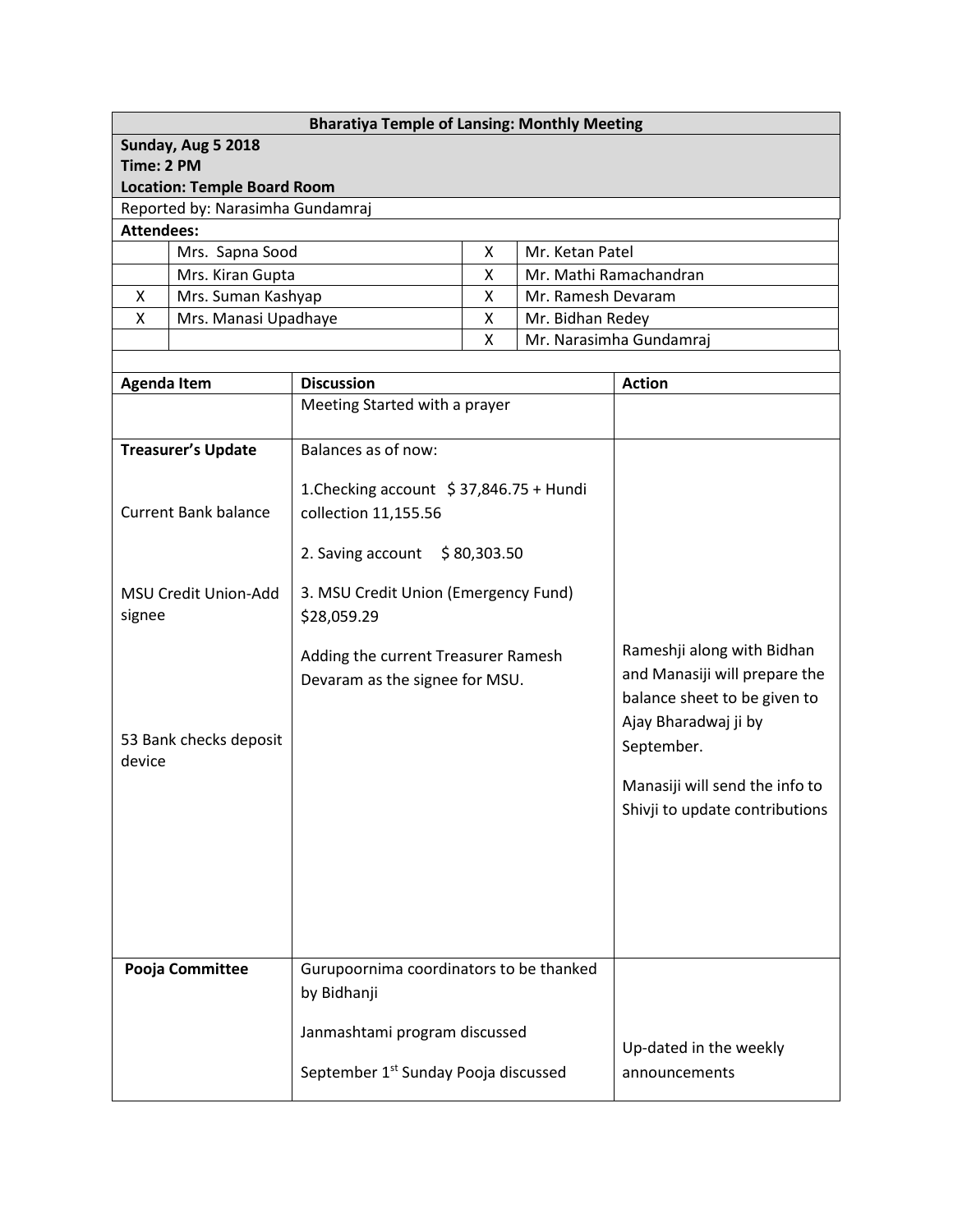**Bharatiya Temple of Lansing: Monthly Meeting**

**Sunday, Aug 5 2018**
**Time: 2 PM**
**Location: Temple Board Room**

Reported by: Narasimha Gundamraj

**Attendees:**

| | | | |
|---|---|---|---|
| | Mrs. Sapna Sood | X | Mr. Ketan Patel |
| | Mrs. Kiran Gupta | X | Mr. Mathi Ramachandran |
| X | Mrs. Suman Kashyap | X | Mr. Ramesh Devaram |
| X | Mrs. Manasi Upadhaye | X | Mr. Bidhan Redey |
| | | X | Mr. Narasimha Gundamraj |

| Agenda Item | Discussion | Action |
|---|---|---|
| | Meeting Started with a prayer | |
| **Treasurer's Update**<br><br>Current Bank balance<br><br>MSU Credit Union-Add signee<br><br>53 Bank checks deposit device | Balances as of now:<br><br>1.Checking account $ 37,846.75 + Hundi collection 11,155.56<br><br>2. Saving account $ 80,303.50<br><br>3. MSU Credit Union (Emergency Fund) $28,059.29<br><br>Adding the current Treasurer Ramesh Devaram as the signee for MSU. | Rameshji along with Bidhan and Manasiji will prepare the balance sheet to be given to Ajay Bharadwaj ji by September.<br><br>Manasiji will send the info to Shivji to update contributions |
| **Pooja Committee** | Gurupoornima coordinators to be thanked by Bidhanji<br><br>Janmashtami program discussed<br><br>September 1st Sunday Pooja discussed | Up-dated in the weekly announcements |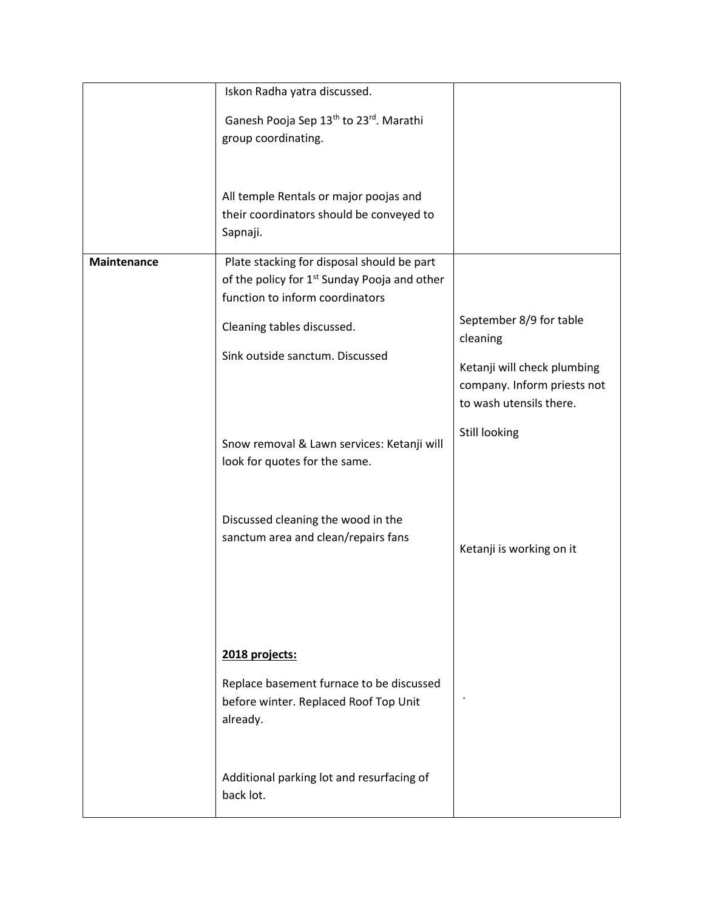| | | |
|---|---|---|
| | Iskon Radha yatra discussed.<br><br>Ganesh Pooja Sep 13th to 23rd. Marathi group coordinating.<br><br>All temple Rentals or major poojas and their coordinators should be conveyed to Sapnaji. | |
| **Maintenance** | Plate stacking for disposal should be part of the policy for 1st Sunday Pooja and other function to inform coordinators<br><br>Cleaning tables discussed.<br><br>Sink outside sanctum. Discussed<br><br>Snow removal & Lawn services: Ketanji will look for quotes for the same.<br><br>Discussed cleaning the wood in the sanctum area and clean/repairs fans<br><br>**2018 projects:**<br><br>Replace basement furnace to be discussed before winter. Replaced Roof Top Unit already.<br><br>Additional parking lot and resurfacing of back lot. | September 8/9 for table cleaning<br><br>Ketanji will check plumbing company. Inform priests not to wash utensils there.<br><br>Still looking<br><br>Ketanji is working on it<br><br>. |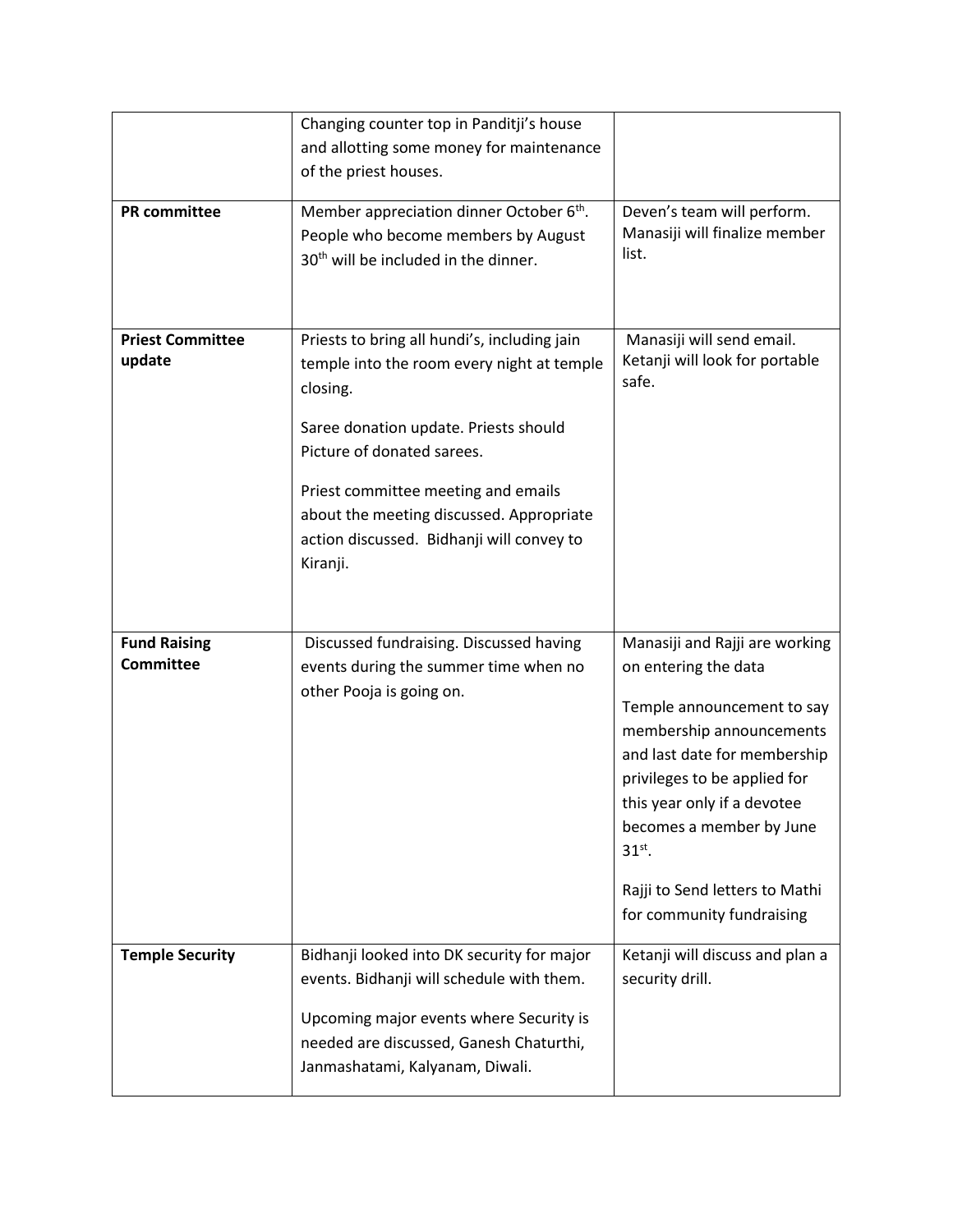| | | |
|---|---|---|
| | Changing counter top in Panditji's house and allotting some money for maintenance of the priest houses. | |
| **PR committee** | Member appreciation dinner October 6th. People who become members by August 30th will be included in the dinner. | Deven's team will perform. Manasiji will finalize member list. |
| **Priest Committee update** | Priests to bring all hundi's, including jain temple into the room every night at temple closing.<br><br>Saree donation update. Priests should Picture of donated sarees.<br><br>Priest committee meeting and emails about the meeting discussed. Appropriate action discussed. Bidhanji will convey to Kiranji. | Manasiji will send email. Ketanji will look for portable safe. |
| **Fund Raising Committee** | Discussed fundraising. Discussed having events during the summer time when no other Pooja is going on. | Manasiji and Rajji are working on entering the data<br><br>Temple announcement to say membership announcements and last date for membership privileges to be applied for this year only if a devotee becomes a member by June 31st.<br><br>Rajji to Send letters to Mathi for community fundraising |
| **Temple Security** | Bidhanji looked into DK security for major events. Bidhanji will schedule with them.<br><br>Upcoming major events where Security is needed are discussed, Ganesh Chaturthi, Janmashatami, Kalyanam, Diwali. | Ketanji will discuss and plan a security drill. |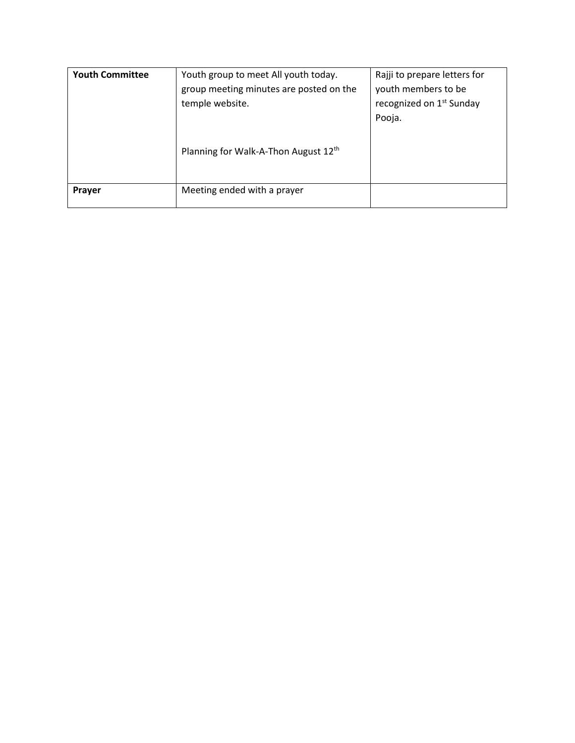| | | |
|---|---|---|
| **Youth Committee** | Youth group to meet All youth today. group meeting minutes are posted on the temple website.<br><br>Planning for Walk-A-Thon August 12th | Rajji to prepare letters for youth members to be recognized on 1st Sunday Pooja. |
| **Prayer** | Meeting ended with a prayer | |